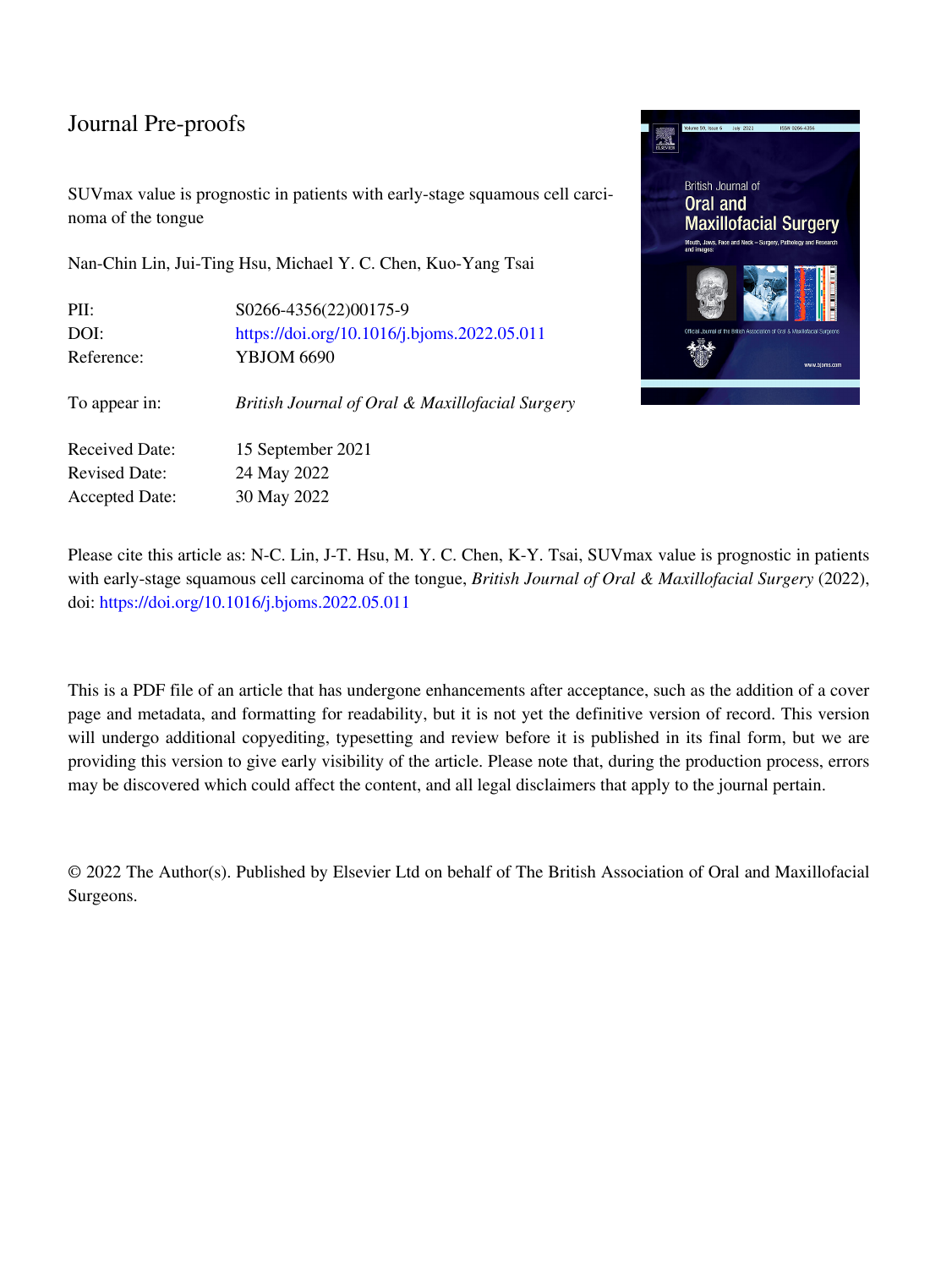Journal Pre-proofs

# SUVmax value is prognostic in patients with early-stage squamous cell carcinoma of the tongue

Nan-Chin Lin, Jui-Ting Hsu, Michael Y. C. Chen, Kuo-Yang Tsai

| | |
|---|---|
| PII: | S0266-4356(22)00175-9 |
| DOI: | https://doi.org/10.1016/j.bjoms.2022.05.011 |
| Reference: | YBJOM 6690 |
| To appear in: | *British Journal of Oral & Maxillofacial Surgery* |
| Received Date: | 15 September 2021 |
| Revised Date: | 24 May 2022 |
| Accepted Date: | 30 May 2022 |

Please cite this article as: N-C. Lin, J-T. Hsu, M. Y. C. Chen, K-Y. Tsai, SUVmax value is prognostic in patients with early-stage squamous cell carcinoma of the tongue, *British Journal of Oral & Maxillofacial Surgery* (2022), doi: https://doi.org/10.1016/j.bjoms.2022.05.011

This is a PDF file of an article that has undergone enhancements after acceptance, such as the addition of a cover page and metadata, and formatting for readability, but it is not yet the definitive version of record. This version will undergo additional copyediting, typesetting and review before it is published in its final form, but we are providing this version to give early visibility of the article. Please note that, during the production process, errors may be discovered which could affect the content, and all legal disclaimers that apply to the journal pertain.

© 2022 The Author(s). Published by Elsevier Ltd on behalf of The British Association of Oral and Maxillofacial Surgeons.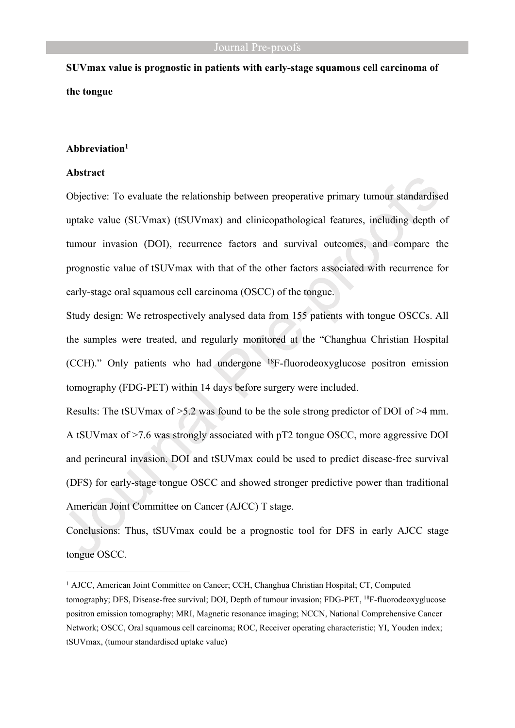**SUVmax value is prognostic in patients with early-stage squamous cell carcinoma of the tongue**

**Abbreviation**[1]

**Abstract**

Objective: To evaluate the relationship between preoperative primary tumour standardised uptake value (SUVmax) (tSUVmax) and clinicopathological features, including depth of tumour invasion (DOI), recurrence factors and survival outcomes, and compare the prognostic value of tSUVmax with that of the other factors associated with recurrence for early-stage oral squamous cell carcinoma (OSCC) of the tongue.

Study design: We retrospectively analysed data from 155 patients with tongue OSCCs. All the samples were treated, and regularly monitored at the "Changhua Christian Hospital (CCH)." Only patients who had undergone $^{18}$F-fluorodeoxyglucose positron emission tomography (FDG-PET) within 14 days before surgery were included.

Results: The tSUVmax of >5.2 was found to be the sole strong predictor of DOI of >4 mm. A tSUVmax of >7.6 was strongly associated with pT2 tongue OSCC, more aggressive DOI and perineural invasion. DOI and tSUVmax could be used to predict disease-free survival (DFS) for early-stage tongue OSCC and showed stronger predictive power than traditional American Joint Committee on Cancer (AJCC) T stage.

Conclusions: Thus, tSUVmax could be a prognostic tool for DFS in early AJCC stage tongue OSCC.

---

[1] AJCC, American Joint Committee on Cancer; CCH, Changhua Christian Hospital; CT, Computed tomography; DFS, Disease-free survival; DOI, Depth of tumour invasion; FDG-PET, $^{18}$F-fluorodeoxyglucose positron emission tomography; MRI, Magnetic resonance imaging; NCCN, National Comprehensive Cancer Network; OSCC, Oral squamous cell carcinoma; ROC, Receiver operating characteristic; YI, Youden index; tSUVmax, (tumour standardised uptake value)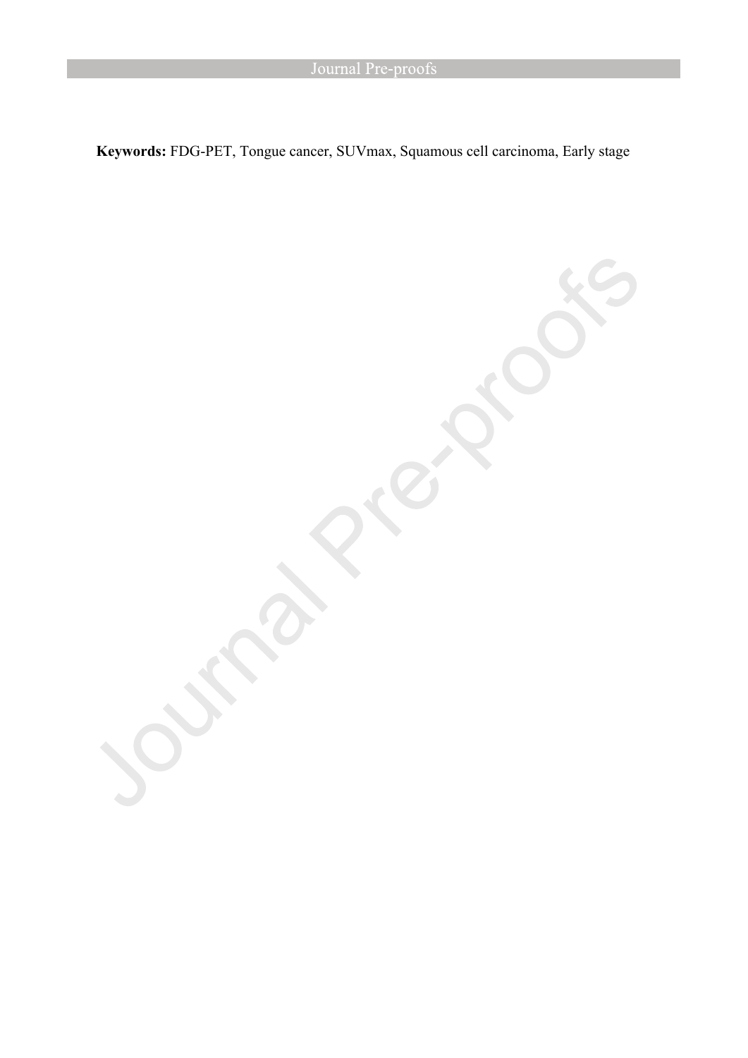**Keywords:** FDG-PET, Tongue cancer, SUVmax, Squamous cell carcinoma, Early stage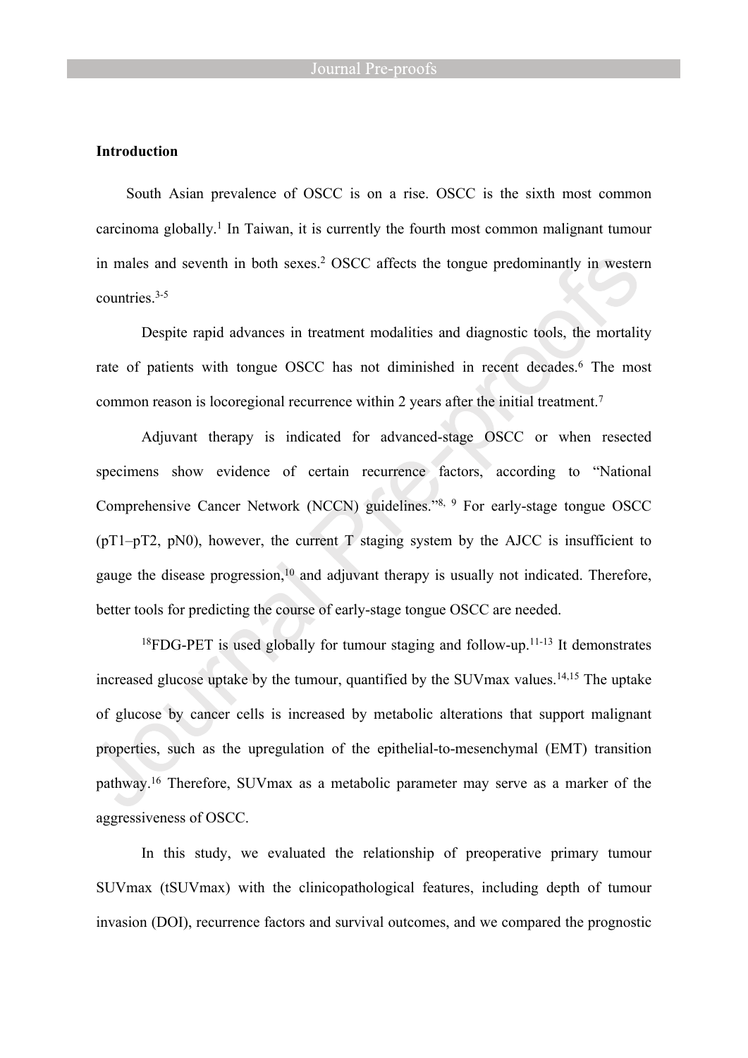## Introduction

South Asian prevalence of OSCC is on a rise. OSCC is the sixth most common carcinoma globally.[1] In Taiwan, it is currently the fourth most common malignant tumour in males and seventh in both sexes.[2] OSCC affects the tongue predominantly in western countries.[3-5]

Despite rapid advances in treatment modalities and diagnostic tools, the mortality rate of patients with tongue OSCC has not diminished in recent decades.[6] The most common reason is locoregional recurrence within 2 years after the initial treatment.[7]

Adjuvant therapy is indicated for advanced-stage OSCC or when resected specimens show evidence of certain recurrence factors, according to "National Comprehensive Cancer Network (NCCN) guidelines."[8, 9] For early-stage tongue OSCC (pT1–pT2, pN0), however, the current T staging system by the AJCC is insufficient to gauge the disease progression,[10] and adjuvant therapy is usually not indicated. Therefore, better tools for predicting the course of early-stage tongue OSCC are needed.

$^{18}$FDG-PET is used globally for tumour staging and follow-up.[11-13] It demonstrates increased glucose uptake by the tumour, quantified by the SUVmax values.[14,15] The uptake of glucose by cancer cells is increased by metabolic alterations that support malignant properties, such as the upregulation of the epithelial-to-mesenchymal (EMT) transition pathway.[16] Therefore, SUVmax as a metabolic parameter may serve as a marker of the aggressiveness of OSCC.

In this study, we evaluated the relationship of preoperative primary tumour SUVmax (tSUVmax) with the clinicopathological features, including depth of tumour invasion (DOI), recurrence factors and survival outcomes, and we compared the prognostic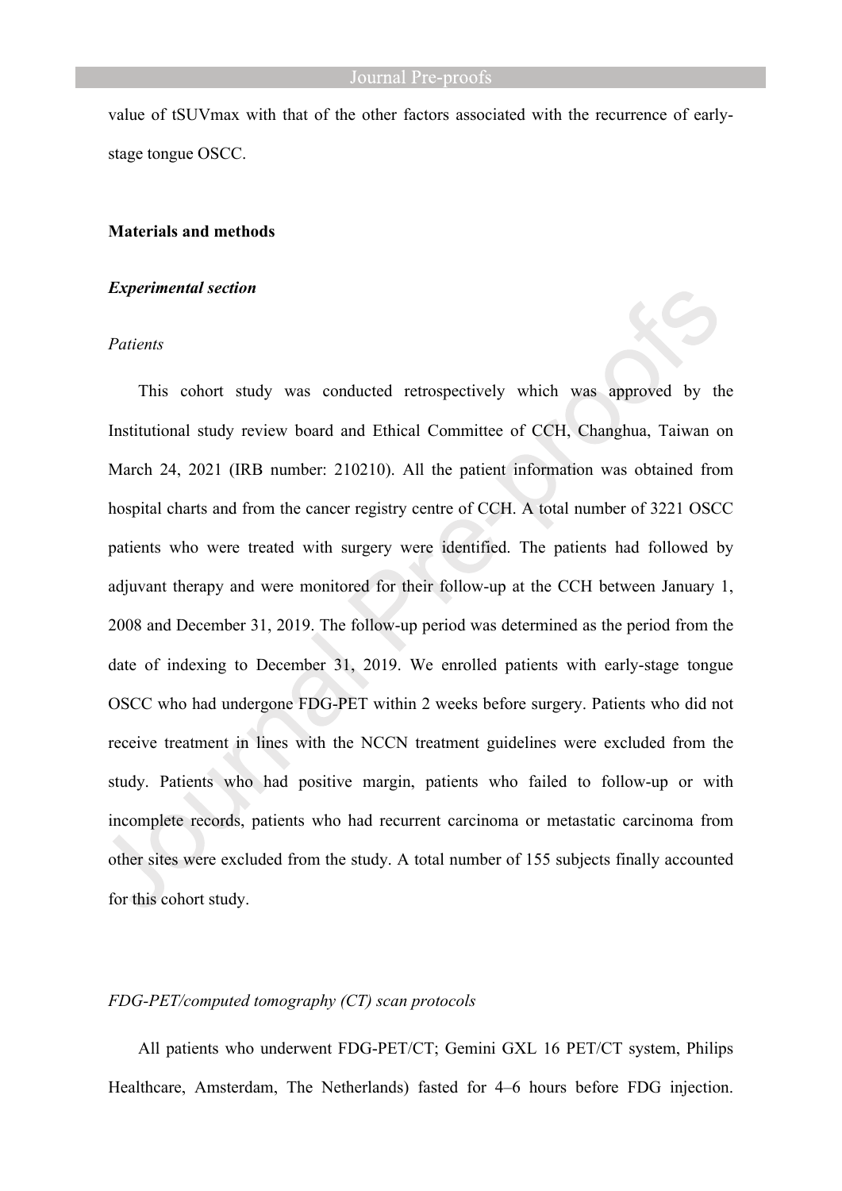value of tSUVmax with that of the other factors associated with the recurrence of early-stage tongue OSCC.

## Materials and methods

### *Experimental section*

#### *Patients*

This cohort study was conducted retrospectively which was approved by the Institutional study review board and Ethical Committee of CCH, Changhua, Taiwan on March 24, 2021 (IRB number: 210210). All the patient information was obtained from hospital charts and from the cancer registry centre of CCH. A total number of 3221 OSCC patients who were treated with surgery were identified. The patients had followed by adjuvant therapy and were monitored for their follow-up at the CCH between January 1, 2008 and December 31, 2019. The follow-up period was determined as the period from the date of indexing to December 31, 2019. We enrolled patients with early-stage tongue OSCC who had undergone FDG-PET within 2 weeks before surgery. Patients who did not receive treatment in lines with the NCCN treatment guidelines were excluded from the study. Patients who had positive margin, patients who failed to follow-up or with incomplete records, patients who had recurrent carcinoma or metastatic carcinoma from other sites were excluded from the study. A total number of 155 subjects finally accounted for this cohort study.

#### *FDG-PET/computed tomography (CT) scan protocols*

All patients who underwent FDG-PET/CT; Gemini GXL 16 PET/CT system, Philips Healthcare, Amsterdam, The Netherlands) fasted for 4–6 hours before FDG injection.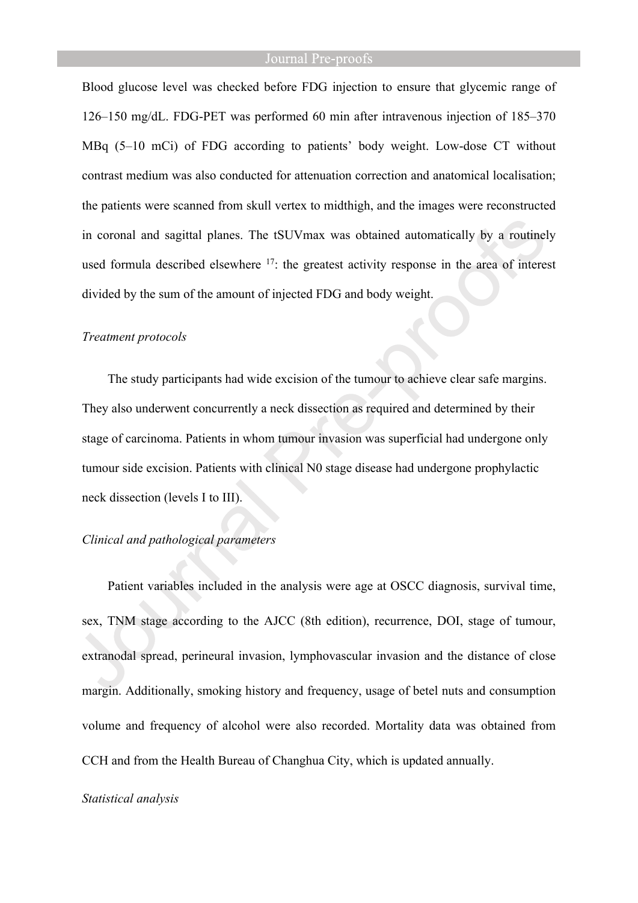Blood glucose level was checked before FDG injection to ensure that glycemic range of 126–150 mg/dL. FDG-PET was performed 60 min after intravenous injection of 185–370 MBq (5–10 mCi) of FDG according to patients' body weight. Low-dose CT without contrast medium was also conducted for attenuation correction and anatomical localisation; the patients were scanned from skull vertex to midthigh, and the images were reconstructed in coronal and sagittal planes. The tSUVmax was obtained automatically by a routinely used formula described elsewhere [17]: the greatest activity response in the area of interest divided by the sum of the amount of injected FDG and body weight.

*Treatment protocols*

The study participants had wide excision of the tumour to achieve clear safe margins. They also underwent concurrently a neck dissection as required and determined by their stage of carcinoma. Patients in whom tumour invasion was superficial had undergone only tumour side excision. Patients with clinical N0 stage disease had undergone prophylactic neck dissection (levels I to III).

*Clinical and pathological parameters*

Patient variables included in the analysis were age at OSCC diagnosis, survival time, sex, TNM stage according to the AJCC (8th edition), recurrence, DOI, stage of tumour, extranodal spread, perineural invasion, lymphovascular invasion and the distance of close margin. Additionally, smoking history and frequency, usage of betel nuts and consumption volume and frequency of alcohol were also recorded. Mortality data was obtained from CCH and from the Health Bureau of Changhua City, which is updated annually.

*Statistical analysis*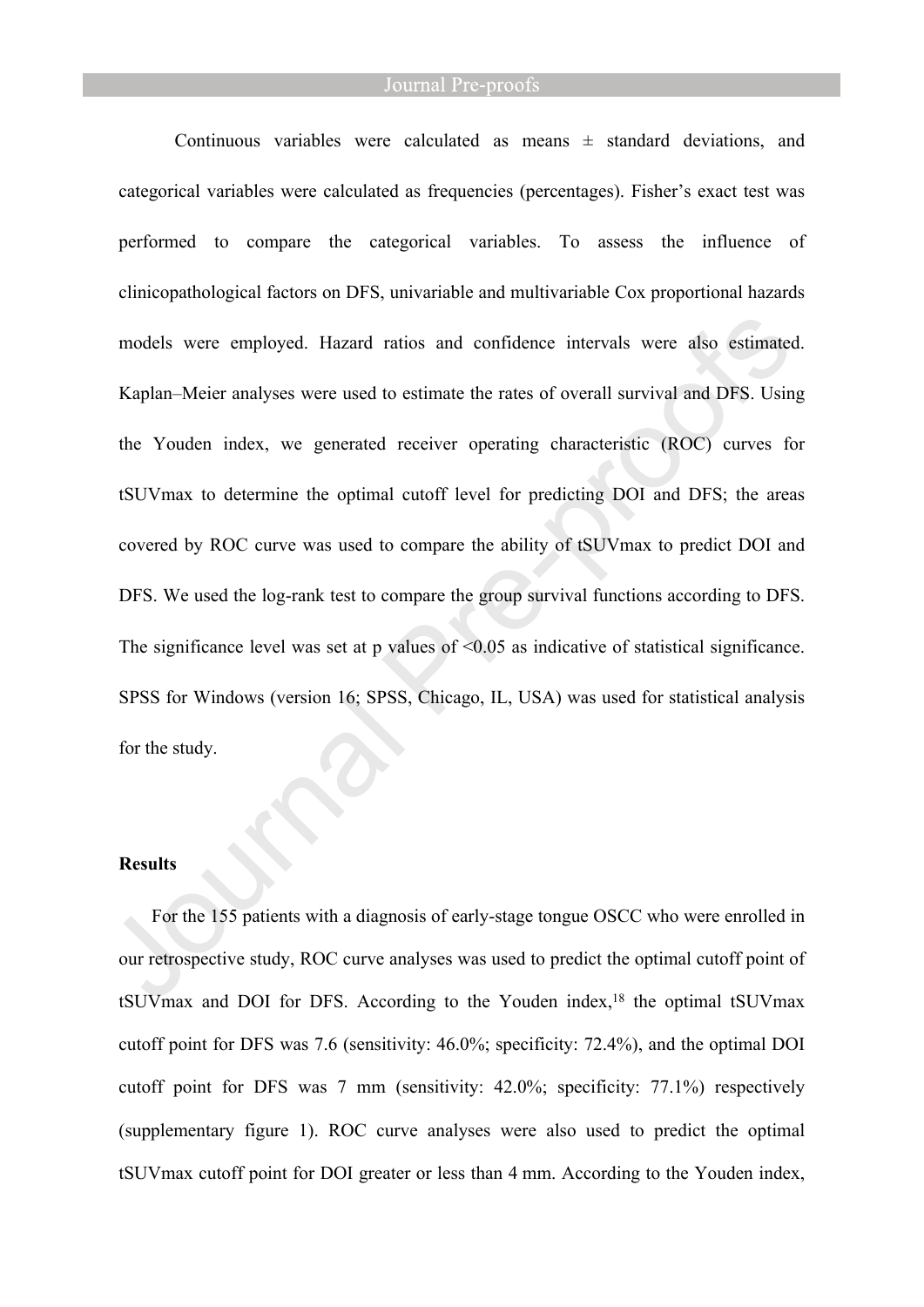Continuous variables were calculated as means ± standard deviations, and categorical variables were calculated as frequencies (percentages). Fisher's exact test was performed to compare the categorical variables. To assess the influence of clinicopathological factors on DFS, univariable and multivariable Cox proportional hazards models were employed. Hazard ratios and confidence intervals were also estimated. Kaplan–Meier analyses were used to estimate the rates of overall survival and DFS. Using the Youden index, we generated receiver operating characteristic (ROC) curves for tSUVmax to determine the optimal cutoff level for predicting DOI and DFS; the areas covered by ROC curve was used to compare the ability of tSUVmax to predict DOI and DFS. We used the log-rank test to compare the group survival functions according to DFS. The significance level was set at p values of <0.05 as indicative of statistical significance. SPSS for Windows (version 16; SPSS, Chicago, IL, USA) was used for statistical analysis for the study.

## Results

For the 155 patients with a diagnosis of early-stage tongue OSCC who were enrolled in our retrospective study, ROC curve analyses was used to predict the optimal cutoff point of tSUVmax and DOI for DFS. According to the Youden index,[18] the optimal tSUVmax cutoff point for DFS was 7.6 (sensitivity: 46.0%; specificity: 72.4%), and the optimal DOI cutoff point for DFS was 7 mm (sensitivity: 42.0%; specificity: 77.1%) respectively (supplementary figure 1). ROC curve analyses were also used to predict the optimal tSUVmax cutoff point for DOI greater or less than 4 mm. According to the Youden index,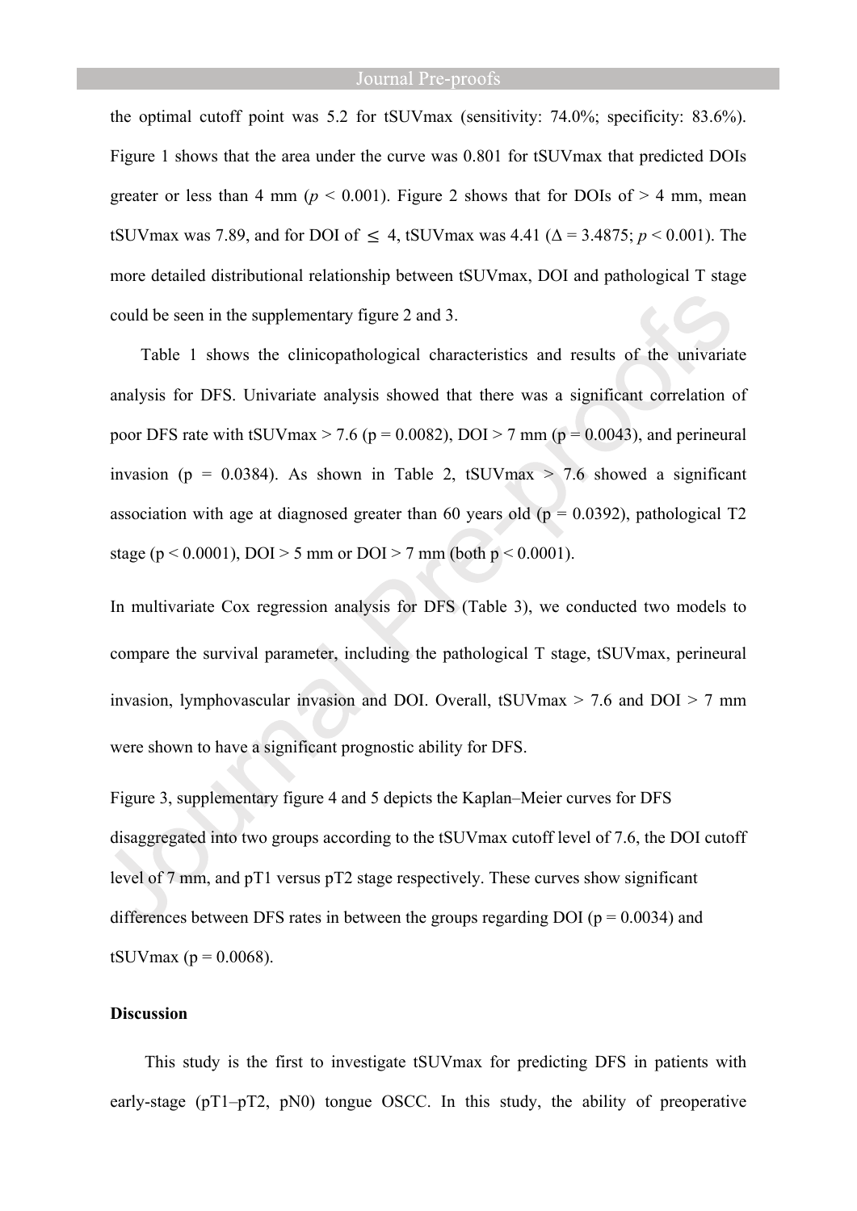the optimal cutoff point was 5.2 for tSUVmax (sensitivity: 74.0%; specificity: 83.6%). Figure 1 shows that the area under the curve was 0.801 for tSUVmax that predicted DOIs greater or less than 4 mm ($p < 0.001$). Figure 2 shows that for DOIs of > 4 mm, mean tSUVmax was 7.89, and for DOI of $\leq$ 4, tSUVmax was 4.41 ($\Delta = 3.4875$; $p < 0.001$). The more detailed distributional relationship between tSUVmax, DOI and pathological T stage could be seen in the supplementary figure 2 and 3.

Table 1 shows the clinicopathological characteristics and results of the univariate analysis for DFS. Univariate analysis showed that there was a significant correlation of poor DFS rate with tSUVmax > 7.6 ($p = 0.0082$), DOI > 7 mm ($p = 0.0043$), and perineural invasion ($p = 0.0384$). As shown in Table 2, tSUVmax > 7.6 showed a significant association with age at diagnosed greater than 60 years old ($p = 0.0392$), pathological T2 stage ($p < 0.0001$), DOI > 5 mm or DOI > 7 mm (both $p < 0.0001$).

In multivariate Cox regression analysis for DFS (Table 3), we conducted two models to compare the survival parameter, including the pathological T stage, tSUVmax, perineural invasion, lymphovascular invasion and DOI. Overall, tSUVmax > 7.6 and DOI > 7 mm were shown to have a significant prognostic ability for DFS.

Figure 3, supplementary figure 4 and 5 depicts the Kaplan–Meier curves for DFS disaggregated into two groups according to the tSUVmax cutoff level of 7.6, the DOI cutoff level of 7 mm, and pT1 versus pT2 stage respectively. These curves show significant differences between DFS rates in between the groups regarding DOI ($p = 0.0034$) and tSUVmax ($p = 0.0068$).

## Discussion

This study is the first to investigate tSUVmax for predicting DFS in patients with early-stage (pT1–pT2, pN0) tongue OSCC. In this study, the ability of preoperative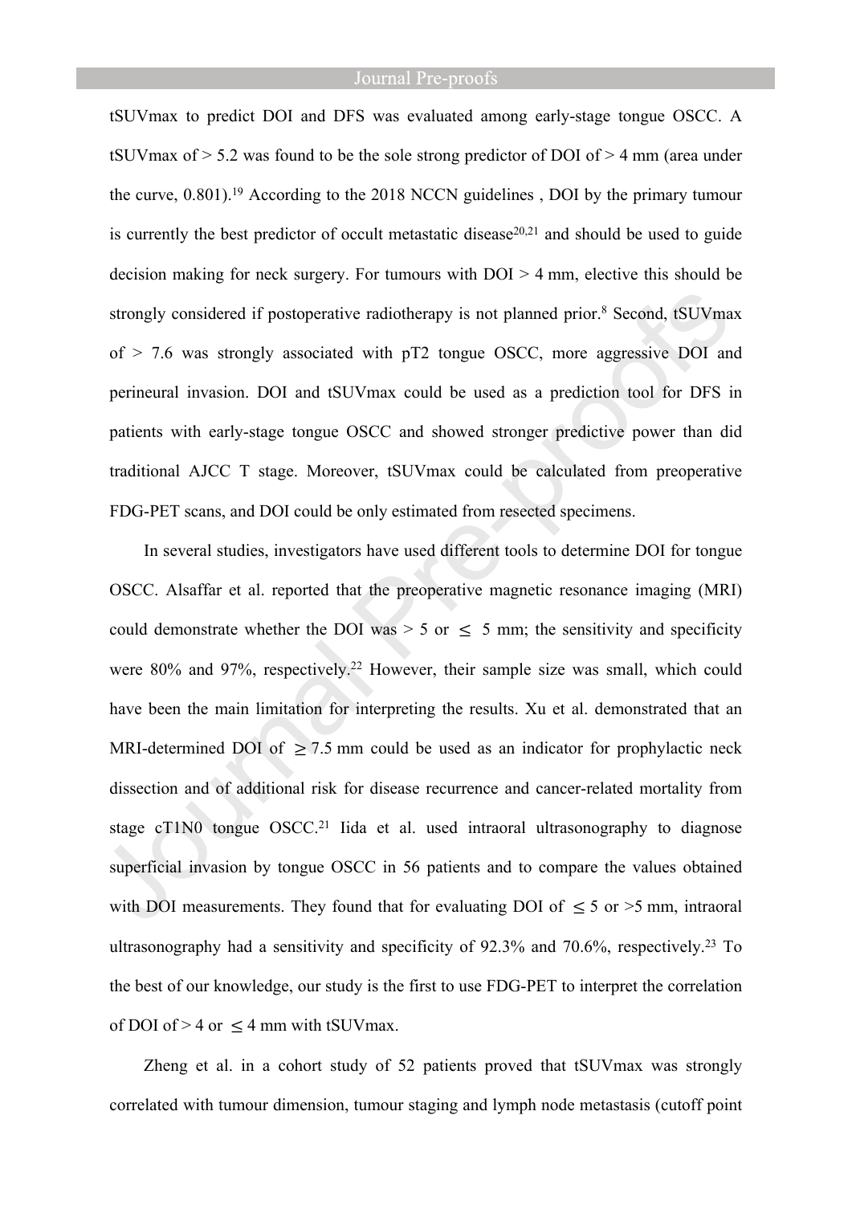tSUVmax to predict DOI and DFS was evaluated among early-stage tongue OSCC. A tSUVmax of > 5.2 was found to be the sole strong predictor of DOI of > 4 mm (area under the curve, 0.801).[19] According to the 2018 NCCN guidelines , DOI by the primary tumour is currently the best predictor of occult metastatic disease[20,21] and should be used to guide decision making for neck surgery. For tumours with DOI > 4 mm, elective this should be strongly considered if postoperative radiotherapy is not planned prior.[8] Second, tSUVmax of > 7.6 was strongly associated with pT2 tongue OSCC, more aggressive DOI and perineural invasion. DOI and tSUVmax could be used as a prediction tool for DFS in patients with early-stage tongue OSCC and showed stronger predictive power than did traditional AJCC T stage. Moreover, tSUVmax could be calculated from preoperative FDG-PET scans, and DOI could be only estimated from resected specimens.

In several studies, investigators have used different tools to determine DOI for tongue OSCC. Alsaffar et al. reported that the preoperative magnetic resonance imaging (MRI) could demonstrate whether the DOI was > 5 or ≤ 5 mm; the sensitivity and specificity were 80% and 97%, respectively.[22] However, their sample size was small, which could have been the main limitation for interpreting the results. Xu et al. demonstrated that an MRI-determined DOI of ≥7.5 mm could be used as an indicator for prophylactic neck dissection and of additional risk for disease recurrence and cancer-related mortality from stage cT1N0 tongue OSCC.[21] Iida et al. used intraoral ultrasonography to diagnose superficial invasion by tongue OSCC in 56 patients and to compare the values obtained with DOI measurements. They found that for evaluating DOI of ≤5 or >5 mm, intraoral ultrasonography had a sensitivity and specificity of 92.3% and 70.6%, respectively.[23] To the best of our knowledge, our study is the first to use FDG-PET to interpret the correlation of DOI of > 4 or ≤4 mm with tSUVmax.

Zheng et al. in a cohort study of 52 patients proved that tSUVmax was strongly correlated with tumour dimension, tumour staging and lymph node metastasis (cutoff point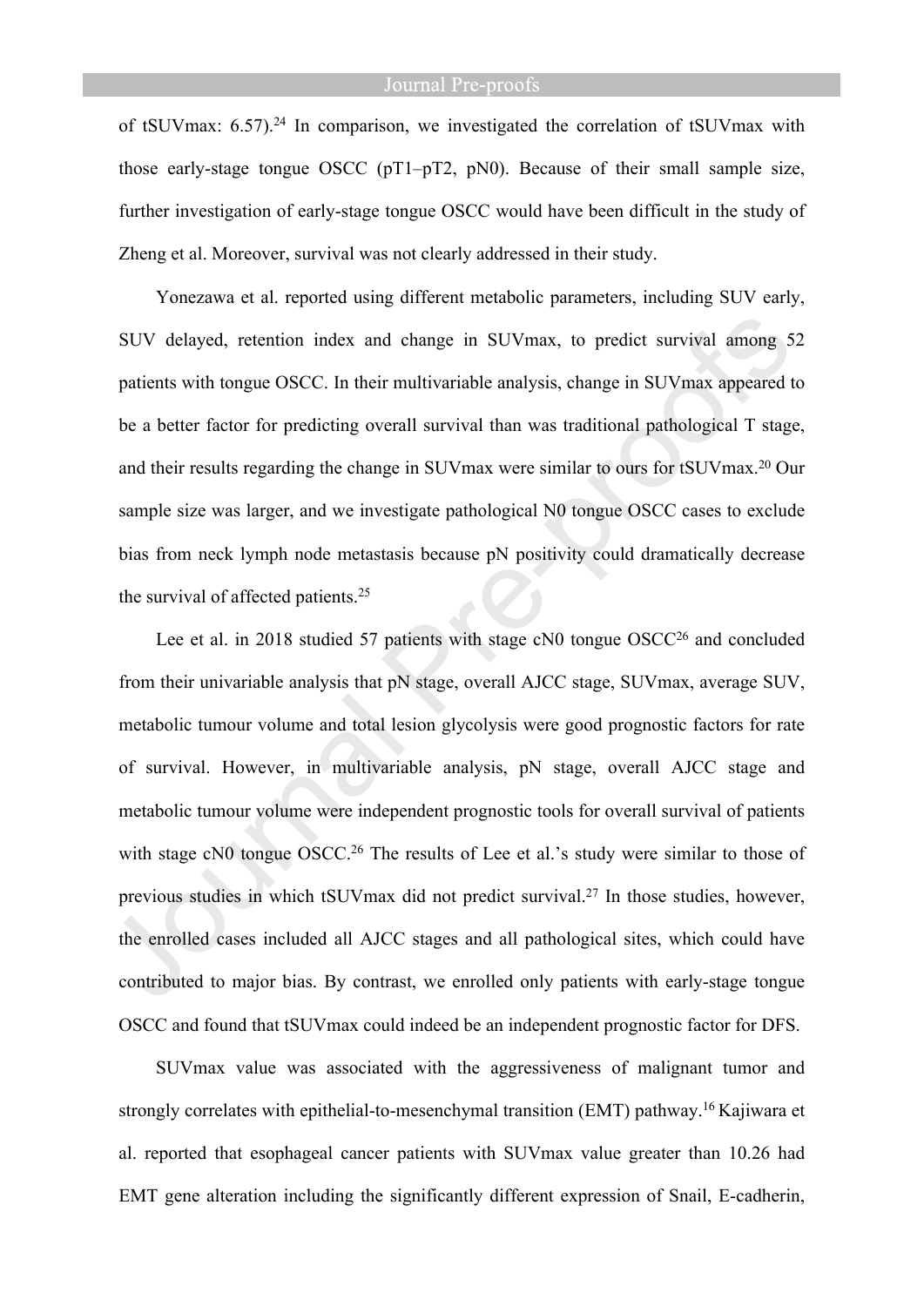of tSUVmax: 6.57).[24] In comparison, we investigated the correlation of tSUVmax with those early-stage tongue OSCC (pT1–pT2, pN0). Because of their small sample size, further investigation of early-stage tongue OSCC would have been difficult in the study of Zheng et al. Moreover, survival was not clearly addressed in their study.

Yonezawa et al. reported using different metabolic parameters, including SUV early, SUV delayed, retention index and change in SUVmax, to predict survival among 52 patients with tongue OSCC. In their multivariable analysis, change in SUVmax appeared to be a better factor for predicting overall survival than was traditional pathological T stage, and their results regarding the change in SUVmax were similar to ours for tSUVmax.[20] Our sample size was larger, and we investigate pathological N0 tongue OSCC cases to exclude bias from neck lymph node metastasis because pN positivity could dramatically decrease the survival of affected patients.[25]

Lee et al. in 2018 studied 57 patients with stage cN0 tongue OSCC[26] and concluded from their univariable analysis that pN stage, overall AJCC stage, SUVmax, average SUV, metabolic tumour volume and total lesion glycolysis were good prognostic factors for rate of survival. However, in multivariable analysis, pN stage, overall AJCC stage and metabolic tumour volume were independent prognostic tools for overall survival of patients with stage cN0 tongue OSCC.[26] The results of Lee et al.'s study were similar to those of previous studies in which tSUVmax did not predict survival.[27] In those studies, however, the enrolled cases included all AJCC stages and all pathological sites, which could have contributed to major bias. By contrast, we enrolled only patients with early-stage tongue OSCC and found that tSUVmax could indeed be an independent prognostic factor for DFS.

SUVmax value was associated with the aggressiveness of malignant tumor and strongly correlates with epithelial-to-mesenchymal transition (EMT) pathway.[16] Kajiwara et al. reported that esophageal cancer patients with SUVmax value greater than 10.26 had EMT gene alteration including the significantly different expression of Snail, E-cadherin,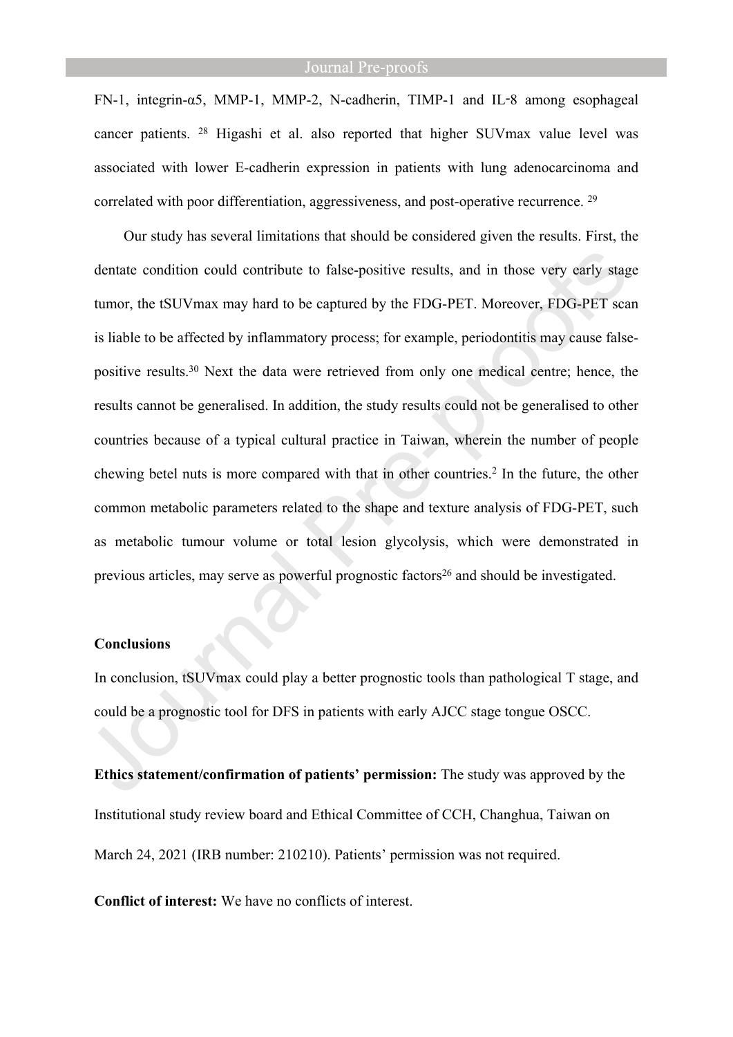FN-1, integrin-α5, MMP-1, MMP-2, N-cadherin, TIMP-1 and IL-8 among esophageal cancer patients. [28] Higashi et al. also reported that higher SUVmax value level was associated with lower E-cadherin expression in patients with lung adenocarcinoma and correlated with poor differentiation, aggressiveness, and post-operative recurrence. [29]

Our study has several limitations that should be considered given the results. First, the dentate condition could contribute to false-positive results, and in those very early stage tumor, the tSUVmax may hard to be captured by the FDG-PET. Moreover, FDG-PET scan is liable to be affected by inflammatory process; for example, periodontitis may cause false-positive results.[30] Next the data were retrieved from only one medical centre; hence, the results cannot be generalised. In addition, the study results could not be generalised to other countries because of a typical cultural practice in Taiwan, wherein the number of people chewing betel nuts is more compared with that in other countries.[2] In the future, the other common metabolic parameters related to the shape and texture analysis of FDG-PET, such as metabolic tumour volume or total lesion glycolysis, which were demonstrated in previous articles, may serve as powerful prognostic factors[26] and should be investigated.

## Conclusions

In conclusion, tSUVmax could play a better prognostic tools than pathological T stage, and could be a prognostic tool for DFS in patients with early AJCC stage tongue OSCC.

**Ethics statement/confirmation of patients' permission:** The study was approved by the Institutional study review board and Ethical Committee of CCH, Changhua, Taiwan on March 24, 2021 (IRB number: 210210). Patients' permission was not required.

**Conflict of interest:** We have no conflicts of interest.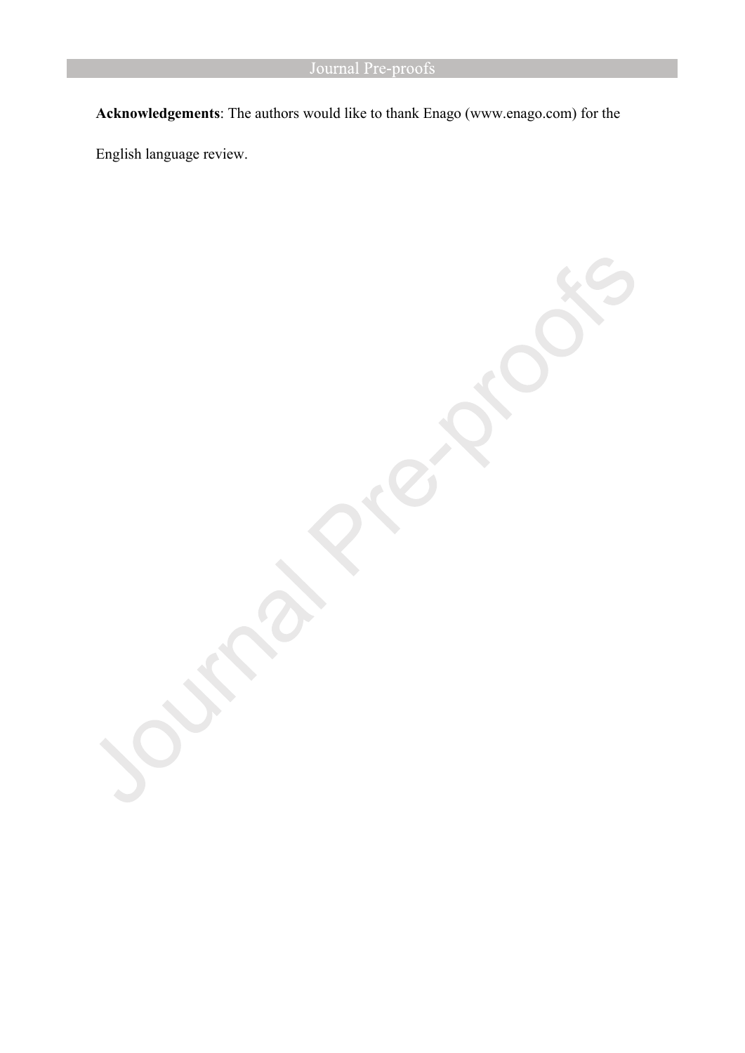**Acknowledgements**: The authors would like to thank Enago (www.enago.com) for the English language review.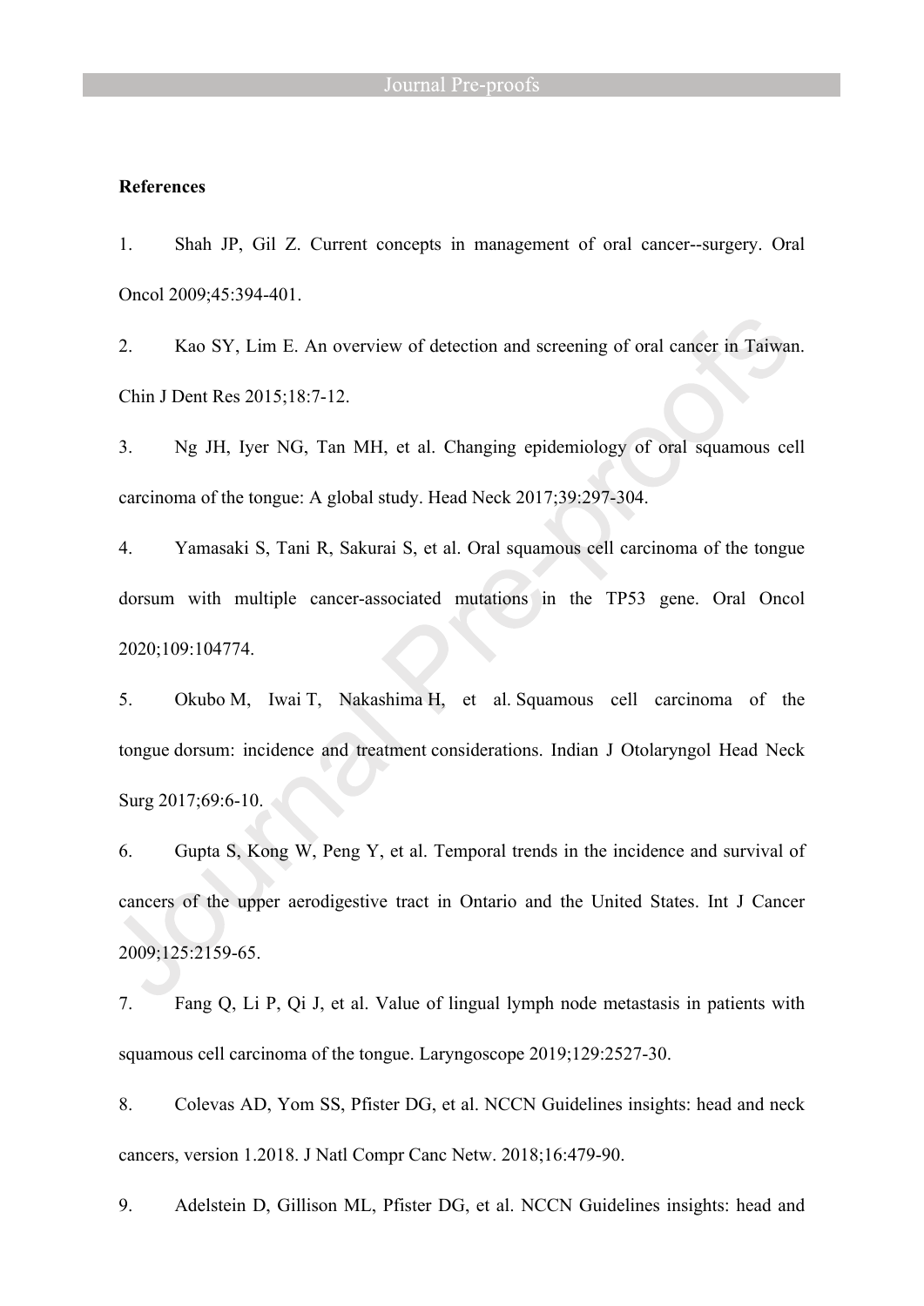**References**

1. Shah JP, Gil Z. Current concepts in management of oral cancer--surgery. Oral Oncol 2009;45:394-401.

2. Kao SY, Lim E. An overview of detection and screening of oral cancer in Taiwan. Chin J Dent Res 2015;18:7-12.

3. Ng JH, Iyer NG, Tan MH, et al. Changing epidemiology of oral squamous cell carcinoma of the tongue: A global study. Head Neck 2017;39:297-304.

4. Yamasaki S, Tani R, Sakurai S, et al. Oral squamous cell carcinoma of the tongue dorsum with multiple cancer-associated mutations in the TP53 gene. Oral Oncol 2020;109:104774.

5. Okubo M, Iwai T, Nakashima H, et al. Squamous cell carcinoma of the tongue dorsum: incidence and treatment considerations. Indian J Otolaryngol Head Neck Surg 2017;69:6-10.

6. Gupta S, Kong W, Peng Y, et al. Temporal trends in the incidence and survival of cancers of the upper aerodigestive tract in Ontario and the United States. Int J Cancer 2009;125:2159-65.

7. Fang Q, Li P, Qi J, et al. Value of lingual lymph node metastasis in patients with squamous cell carcinoma of the tongue. Laryngoscope 2019;129:2527-30.

8. Colevas AD, Yom SS, Pfister DG, et al. NCCN Guidelines insights: head and neck cancers, version 1.2018. J Natl Compr Canc Netw. 2018;16:479-90.

9. Adelstein D, Gillison ML, Pfister DG, et al. NCCN Guidelines insights: head and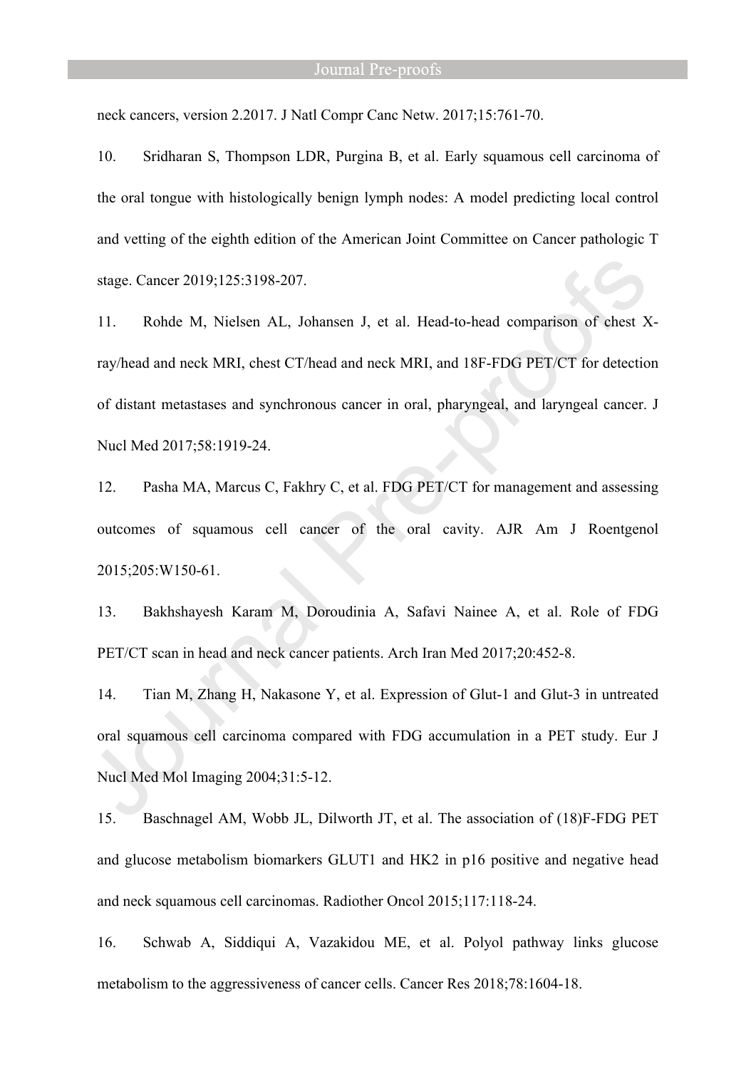neck cancers, version 2.2017. J Natl Compr Canc Netw. 2017;15:761-70.

10. Sridharan S, Thompson LDR, Purgina B, et al. Early squamous cell carcinoma of the oral tongue with histologically benign lymph nodes: A model predicting local control and vetting of the eighth edition of the American Joint Committee on Cancer pathologic T stage. Cancer 2019;125:3198-207.

11. Rohde M, Nielsen AL, Johansen J, et al. Head-to-head comparison of chest X-ray/head and neck MRI, chest CT/head and neck MRI, and 18F-FDG PET/CT for detection of distant metastases and synchronous cancer in oral, pharyngeal, and laryngeal cancer. J Nucl Med 2017;58:1919-24.

12. Pasha MA, Marcus C, Fakhry C, et al. FDG PET/CT for management and assessing outcomes of squamous cell cancer of the oral cavity. AJR Am J Roentgenol 2015;205:W150-61.

13. Bakhshayesh Karam M, Doroudinia A, Safavi Nainee A, et al. Role of FDG PET/CT scan in head and neck cancer patients. Arch Iran Med 2017;20:452-8.

14. Tian M, Zhang H, Nakasone Y, et al. Expression of Glut-1 and Glut-3 in untreated oral squamous cell carcinoma compared with FDG accumulation in a PET study. Eur J Nucl Med Mol Imaging 2004;31:5-12.

15. Baschnagel AM, Wobb JL, Dilworth JT, et al. The association of (18)F-FDG PET and glucose metabolism biomarkers GLUT1 and HK2 in p16 positive and negative head and neck squamous cell carcinomas. Radiother Oncol 2015;117:118-24.

16. Schwab A, Siddiqui A, Vazakidou ME, et al. Polyol pathway links glucose metabolism to the aggressiveness of cancer cells. Cancer Res 2018;78:1604-18.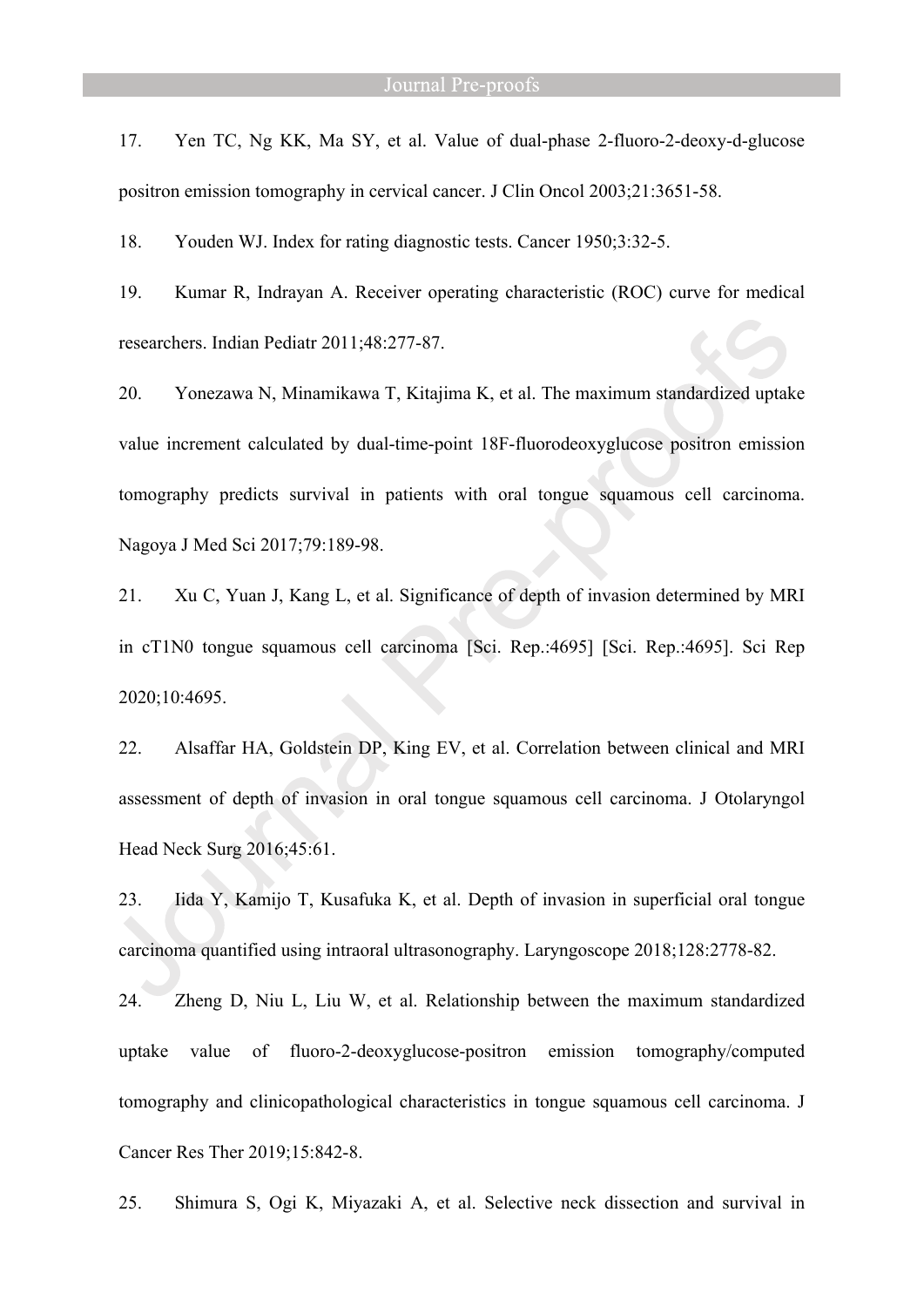17. Yen TC, Ng KK, Ma SY, et al. Value of dual-phase 2-fluoro-2-deoxy-d-glucose positron emission tomography in cervical cancer. J Clin Oncol 2003;21:3651-58.

18. Youden WJ. Index for rating diagnostic tests. Cancer 1950;3:32-5.

19. Kumar R, Indrayan A. Receiver operating characteristic (ROC) curve for medical researchers. Indian Pediatr 2011;48:277-87.

20. Yonezawa N, Minamikawa T, Kitajima K, et al. The maximum standardized uptake value increment calculated by dual-time-point 18F-fluorodeoxyglucose positron emission tomography predicts survival in patients with oral tongue squamous cell carcinoma. Nagoya J Med Sci 2017;79:189-98.

21. Xu C, Yuan J, Kang L, et al. Significance of depth of invasion determined by MRI in cT1N0 tongue squamous cell carcinoma [Sci. Rep.:4695] [Sci. Rep.:4695]. Sci Rep 2020;10:4695.

22. Alsaffar HA, Goldstein DP, King EV, et al. Correlation between clinical and MRI assessment of depth of invasion in oral tongue squamous cell carcinoma. J Otolaryngol Head Neck Surg 2016;45:61.

23. Iida Y, Kamijo T, Kusafuka K, et al. Depth of invasion in superficial oral tongue carcinoma quantified using intraoral ultrasonography. Laryngoscope 2018;128:2778-82.

24. Zheng D, Niu L, Liu W, et al. Relationship between the maximum standardized uptake value of fluoro-2-deoxyglucose-positron emission tomography/computed tomography and clinicopathological characteristics in tongue squamous cell carcinoma. J Cancer Res Ther 2019;15:842-8.

25. Shimura S, Ogi K, Miyazaki A, et al. Selective neck dissection and survival in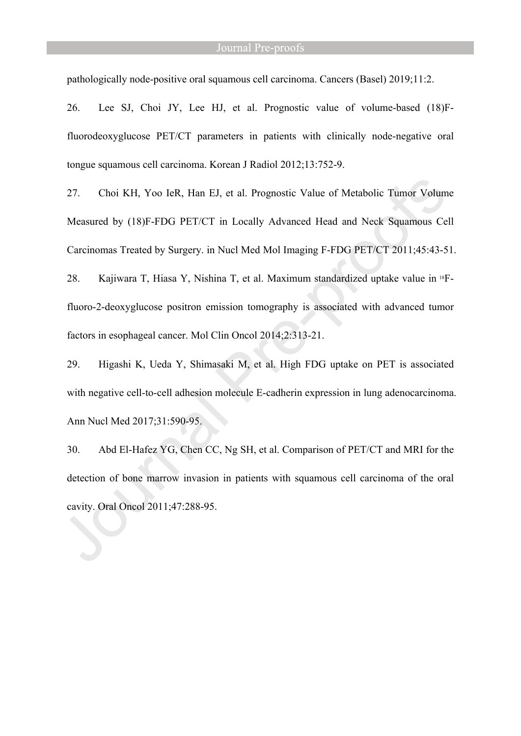pathologically node-positive oral squamous cell carcinoma. Cancers (Basel) 2019;11:2.

26. Lee SJ, Choi JY, Lee HJ, et al. Prognostic value of volume-based (18)F-fluorodeoxyglucose PET/CT parameters in patients with clinically node-negative oral tongue squamous cell carcinoma. Korean J Radiol 2012;13:752-9.

27. Choi KH, Yoo IeR, Han EJ, et al. Prognostic Value of Metabolic Tumor Volume Measured by (18)F-FDG PET/CT in Locally Advanced Head and Neck Squamous Cell Carcinomas Treated by Surgery. in Nucl Med Mol Imaging F-FDG PET/CT 2011;45:43-51.

28. Kajiwara T, Hiasa Y, Nishina T, et al. Maximum standardized uptake value in $^{18}$F-fluoro-2-deoxyglucose positron emission tomography is associated with advanced tumor factors in esophageal cancer. Mol Clin Oncol 2014;2:313-21.

29. Higashi K, Ueda Y, Shimasaki M, et al. High FDG uptake on PET is associated with negative cell-to-cell adhesion molecule E-cadherin expression in lung adenocarcinoma. Ann Nucl Med 2017;31:590-95.

30. Abd El-Hafez YG, Chen CC, Ng SH, et al. Comparison of PET/CT and MRI for the detection of bone marrow invasion in patients with squamous cell carcinoma of the oral cavity. Oral Oncol 2011;47:288-95.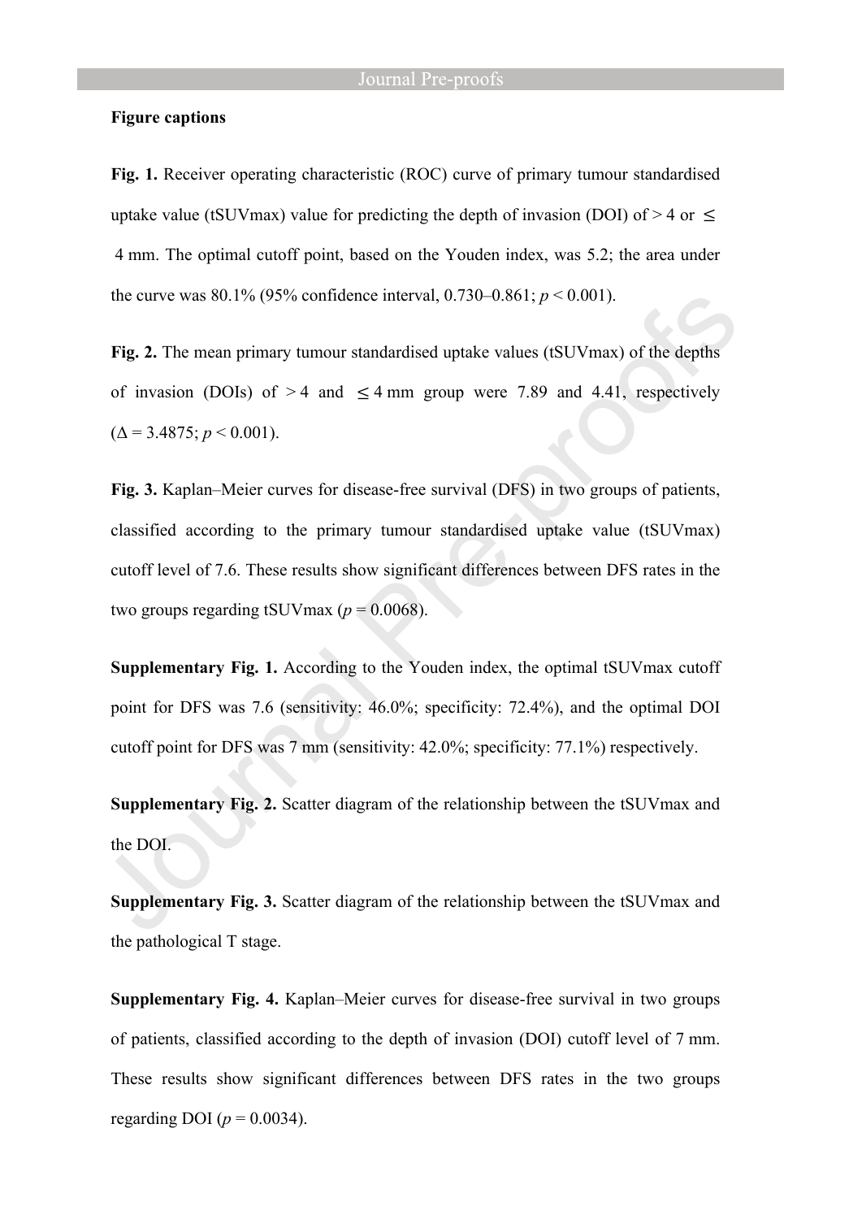**Figure captions**

**Fig. 1.** Receiver operating characteristic (ROC) curve of primary tumour standardised uptake value (tSUVmax) value for predicting the depth of invasion (DOI) of > 4 or ≤ 4 mm. The optimal cutoff point, based on the Youden index, was 5.2; the area under the curve was 80.1% (95% confidence interval, 0.730–0.861; $p < 0.001$).

**Fig. 2.** The mean primary tumour standardised uptake values (tSUVmax) of the depths of invasion (DOIs) of > 4 and ≤ 4 mm group were 7.89 and 4.41, respectively ($\Delta = 3.4875$; $p < 0.001$).

**Fig. 3.** Kaplan–Meier curves for disease-free survival (DFS) in two groups of patients, classified according to the primary tumour standardised uptake value (tSUVmax) cutoff level of 7.6. These results show significant differences between DFS rates in the two groups regarding tSUVmax ($p = 0.0068$).

**Supplementary Fig. 1.** According to the Youden index, the optimal tSUVmax cutoff point for DFS was 7.6 (sensitivity: 46.0%; specificity: 72.4%), and the optimal DOI cutoff point for DFS was 7 mm (sensitivity: 42.0%; specificity: 77.1%) respectively.

**Supplementary Fig. 2.** Scatter diagram of the relationship between the tSUVmax and the DOI.

**Supplementary Fig. 3.** Scatter diagram of the relationship between the tSUVmax and the pathological T stage.

**Supplementary Fig. 4.** Kaplan–Meier curves for disease-free survival in two groups of patients, classified according to the depth of invasion (DOI) cutoff level of 7 mm. These results show significant differences between DFS rates in the two groups regarding DOI ($p = 0.0034$).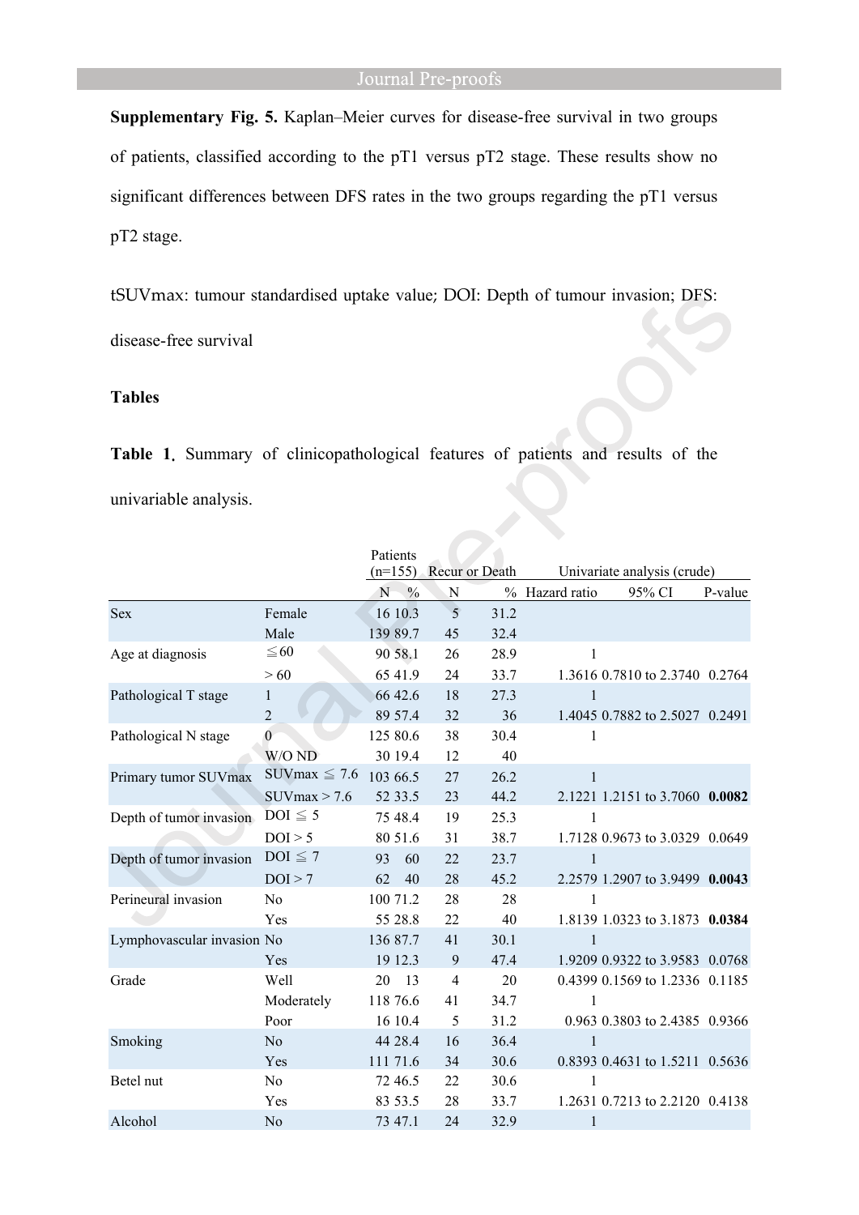**Supplementary Fig. 5.** Kaplan–Meier curves for disease-free survival in two groups of patients, classified according to the pT1 versus pT2 stage. These results show no significant differences between DFS rates in the two groups regarding the pT1 versus pT2 stage.

tSUVmax: tumour standardised uptake value; DOI: Depth of tumour invasion; DFS: disease-free survival

**Tables**

**Table 1.** Summary of clinicopathological features of patients and results of the univariable analysis.

| | | Patients (n=155) | | Recur or Death | | Univariate analysis (crude) | | |
|---|---|---|---|---|---|---|---|---|
| | | N | % | N | % | Hazard ratio | 95% CI | P-value |
| Sex | Female | 16 | 10.3 | 5 | 31.2 | | | |
| | Male | 139 | 89.7 | 45 | 32.4 | | | |
| Age at diagnosis | ≦60 | 90 | 58.1 | 26 | 28.9 | 1 | | |
| | > 60 | 65 | 41.9 | 24 | 33.7 | 1.3616 | 0.7810 to 2.3740 | 0.2764 |
| Pathological T stage | 1 | 66 | 42.6 | 18 | 27.3 | 1 | | |
| | 2 | 89 | 57.4 | 32 | 36 | 1.4045 | 0.7882 to 2.5027 | 0.2491 |
| Pathological N stage | 0 | 125 | 80.6 | 38 | 30.4 | 1 | | |
| | W/O ND | 30 | 19.4 | 12 | 40 | | | |
| Primary tumor SUVmax | SUVmax ≦ 7.6 | 103 | 66.5 | 27 | 26.2 | 1 | | |
| | SUVmax > 7.6 | 52 | 33.5 | 23 | 44.2 | 2.1221 | 1.2151 to 3.7060 | **0.0082** |
| Depth of tumor invasion | DOI ≦ 5 | 75 | 48.4 | 19 | 25.3 | 1 | | |
| | DOI > 5 | 80 | 51.6 | 31 | 38.7 | 1.7128 | 0.9673 to 3.0329 | 0.0649 |
| Depth of tumor invasion | DOI ≦ 7 | 93 | 60 | 22 | 23.7 | 1 | | |
| | DOI > 7 | 62 | 40 | 28 | 45.2 | 2.2579 | 1.2907 to 3.9499 | **0.0043** |
| Perineural invasion | No | 100 | 71.2 | 28 | 28 | 1 | | |
| | Yes | 55 | 28.8 | 22 | 40 | 1.8139 | 1.0323 to 3.1873 | **0.0384** |
| Lymphovascular invasion | No | 136 | 87.7 | 41 | 30.1 | 1 | | |
| | Yes | 19 | 12.3 | 9 | 47.4 | 1.9209 | 0.9322 to 3.9583 | 0.0768 |
| Grade | Well | 20 | 13 | 4 | 20 | 0.4399 | 0.1569 to 1.2336 | 0.1185 |
| | Moderately | 118 | 76.6 | 41 | 34.7 | 1 | | |
| | Poor | 16 | 10.4 | 5 | 31.2 | 0.963 | 0.3803 to 2.4385 | 0.9366 |
| Smoking | No | 44 | 28.4 | 16 | 36.4 | 1 | | |
| | Yes | 111 | 71.6 | 34 | 30.6 | 0.8393 | 0.4631 to 1.5211 | 0.5636 |
| Betel nut | No | 72 | 46.5 | 22 | 30.6 | 1 | | |
| | Yes | 83 | 53.5 | 28 | 33.7 | 1.2631 | 0.7213 to 2.2120 | 0.4138 |
| Alcohol | No | 73 | 47.1 | 24 | 32.9 | 1 | | |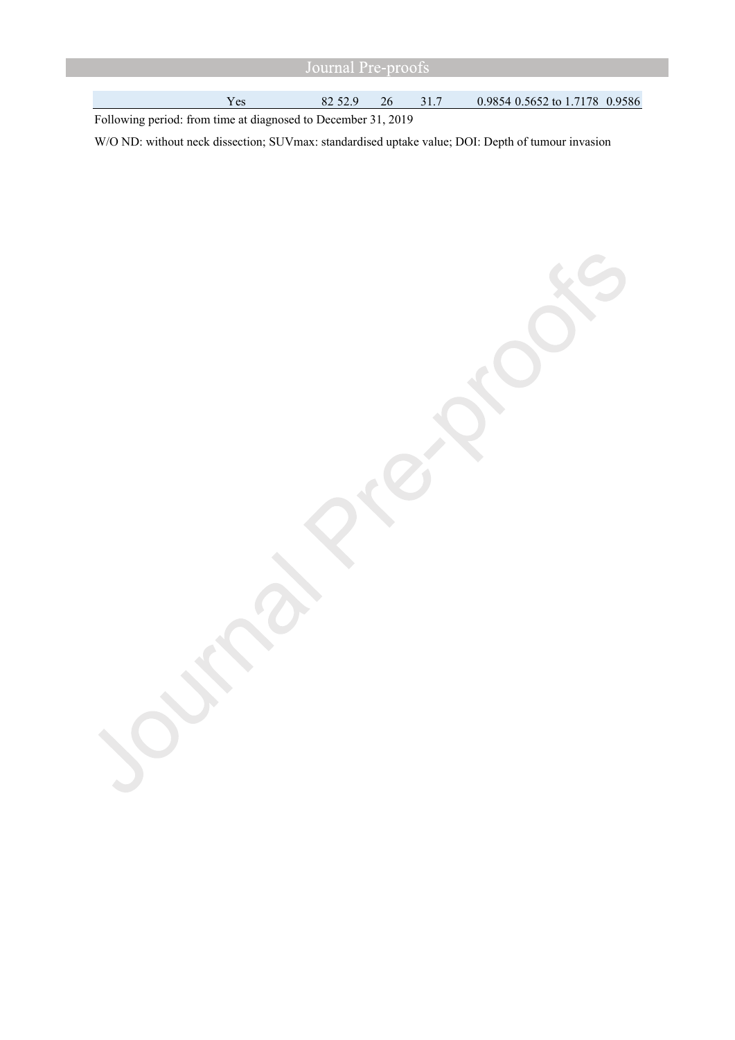| | | | | | | | |
|---|---|---|---|---|---|---|---|
| Yes | 82 | 52.9 | 26 | 31.7 | 0.9854 | 0.5652 to 1.7178 | 0.9586 |

Following period: from time at diagnosed to December 31, 2019

W/O ND: without neck dissection; SUVmax: standardised uptake value; DOI: Depth of tumour invasion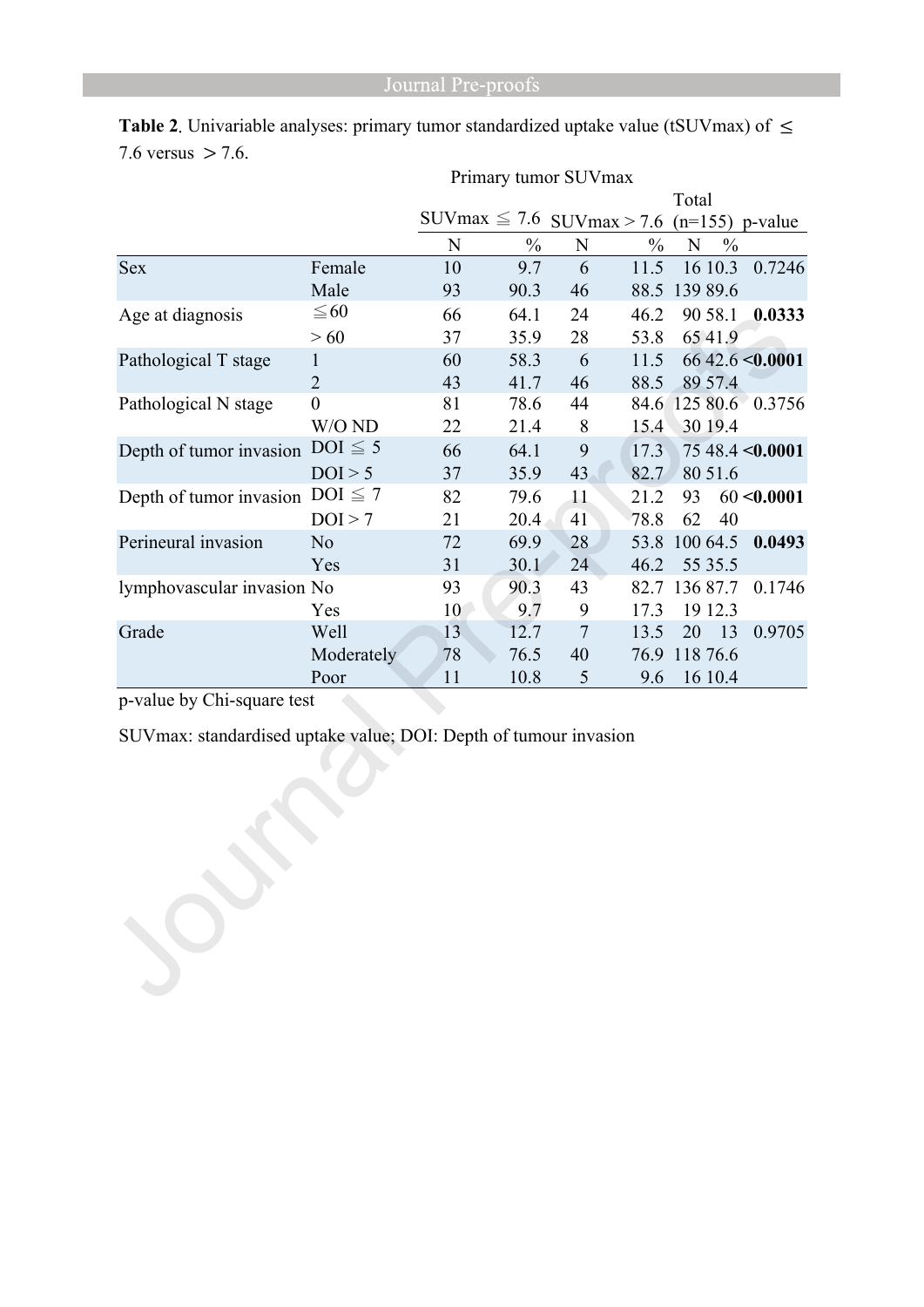**Table 2**. Univariable analyses: primary tumor standardized uptake value (tSUVmax) of ≤ 7.6 versus ＞7.6.

| | | Primary tumor SUVmax | | | | | | |
|---|---|---|---|---|---|---|---|---|
| | | SUVmax ≦ 7.6 | | SUVmax > 7.6 | | Total (n=155) | | p-value |
| | | N | % | N | % | N | % | |
| Sex | Female | 10 | 9.7 | 6 | 11.5 | 16 | 10.3 | 0.7246 |
| | Male | 93 | 90.3 | 46 | 88.5 | 139 | 89.6 | |
| Age at diagnosis | ≦60 | 66 | 64.1 | 24 | 46.2 | 90 | 58.1 | **0.0333** |
| | > 60 | 37 | 35.9 | 28 | 53.8 | 65 | 41.9 | |
| Pathological T stage | 1 | 60 | 58.3 | 6 | 11.5 | 66 | 42.6 | **<0.0001** |
| | 2 | 43 | 41.7 | 46 | 88.5 | 89 | 57.4 | |
| Pathological N stage | 0 | 81 | 78.6 | 44 | 84.6 | 125 | 80.6 | 0.3756 |
| | W/O ND | 22 | 21.4 | 8 | 15.4 | 30 | 19.4 | |
| Depth of tumor invasion | DOI ≦ 5 | 66 | 64.1 | 9 | 17.3 | 75 | 48.4 | **<0.0001** |
| | DOI > 5 | 37 | 35.9 | 43 | 82.7 | 80 | 51.6 | |
| Depth of tumor invasion | DOI ≦ 7 | 82 | 79.6 | 11 | 21.2 | 93 | 60 | **<0.0001** |
| | DOI > 7 | 21 | 20.4 | 41 | 78.8 | 62 | 40 | |
| Perineural invasion | No | 72 | 69.9 | 28 | 53.8 | 100 | 64.5 | **0.0493** |
| | Yes | 31 | 30.1 | 24 | 46.2 | 55 | 35.5 | |
| lymphovascular invasion | No | 93 | 90.3 | 43 | 82.7 | 136 | 87.7 | 0.1746 |
| | Yes | 10 | 9.7 | 9 | 17.3 | 19 | 12.3 | |
| Grade | Well | 13 | 12.7 | 7 | 13.5 | 20 | 13 | 0.9705 |
| | Moderately | 78 | 76.5 | 40 | 76.9 | 118 | 76.6 | |
| | Poor | 11 | 10.8 | 5 | 9.6 | 16 | 10.4 | |

p-value by Chi-square test

SUVmax: standardised uptake value; DOI: Depth of tumour invasion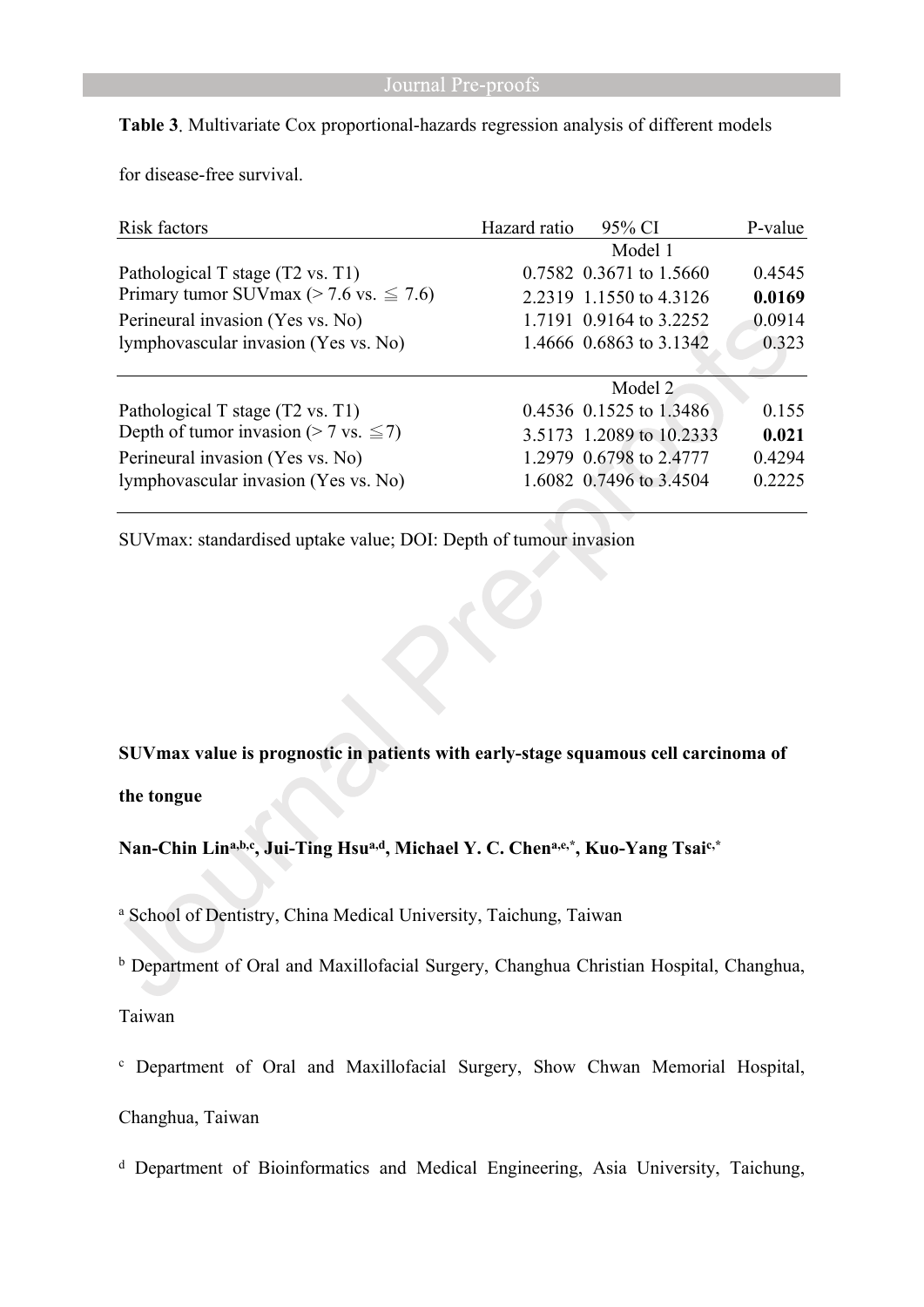**Table 3**. Multivariate Cox proportional-hazards regression analysis of different models for disease-free survival.

| Risk factors | Hazard ratio | 95% CI | P-value |
|---|---|---|---|
| | | Model 1 | |
| Pathological T stage (T2 vs. T1) | 0.7582 | 0.3671 to 1.5660 | 0.4545 |
| Primary tumor SUVmax (> 7.6 vs. ≦ 7.6) | 2.2319 | 1.1550 to 4.3126 | **0.0169** |
| Perineural invasion (Yes vs. No) | 1.7191 | 0.9164 to 3.2252 | 0.0914 |
| lymphovascular invasion (Yes vs. No) | 1.4666 | 0.6863 to 3.1342 | 0.323 |
| | | Model 2 | |
| Pathological T stage (T2 vs. T1) | 0.4536 | 0.1525 to 1.3486 | 0.155 |
| Depth of tumor invasion (> 7 vs. ≦7) | 3.5173 | 1.2089 to 10.2333 | **0.021** |
| Perineural invasion (Yes vs. No) | 1.2979 | 0.6798 to 2.4777 | 0.4294 |
| lymphovascular invasion (Yes vs. No) | 1.6082 | 0.7496 to 3.4504 | 0.2225 |

SUVmax: standardised uptake value; DOI: Depth of tumour invasion

**SUVmax value is prognostic in patients with early-stage squamous cell carcinoma of the tongue**

**Nan-Chin Lin[a,b,c], Jui-Ting Hsu[a,d], Michael Y. C. Chen[a,e,*], Kuo-Yang Tsai[c,*]**

[a] School of Dentistry, China Medical University, Taichung, Taiwan

[b] Department of Oral and Maxillofacial Surgery, Changhua Christian Hospital, Changhua, Taiwan

[c] Department of Oral and Maxillofacial Surgery, Show Chwan Memorial Hospital, Changhua, Taiwan

[d] Department of Bioinformatics and Medical Engineering, Asia University, Taichung,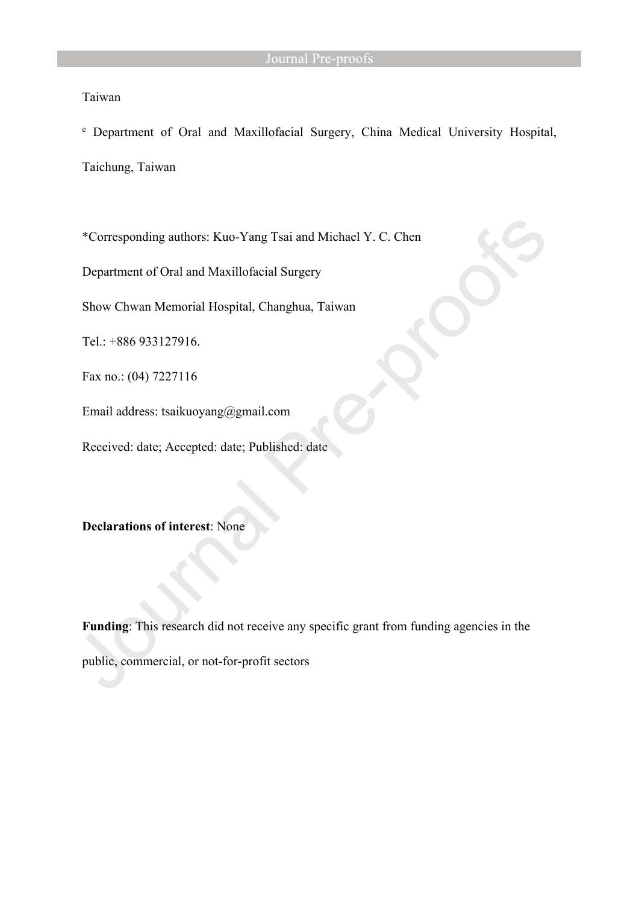Taiwan

[e] Department of Oral and Maxillofacial Surgery, China Medical University Hospital, Taichung, Taiwan

*Corresponding authors: Kuo-Yang Tsai and Michael Y. C. Chen

Department of Oral and Maxillofacial Surgery

Show Chwan Memorial Hospital, Changhua, Taiwan

Tel.: +886 933127916.

Fax no.: (04) 7227116

Email address: tsaikuoyang@gmail.com

Received: date; Accepted: date; Published: date

**Declarations of interest**: None

**Funding**: This research did not receive any specific grant from funding agencies in the public, commercial, or not-for-profit sectors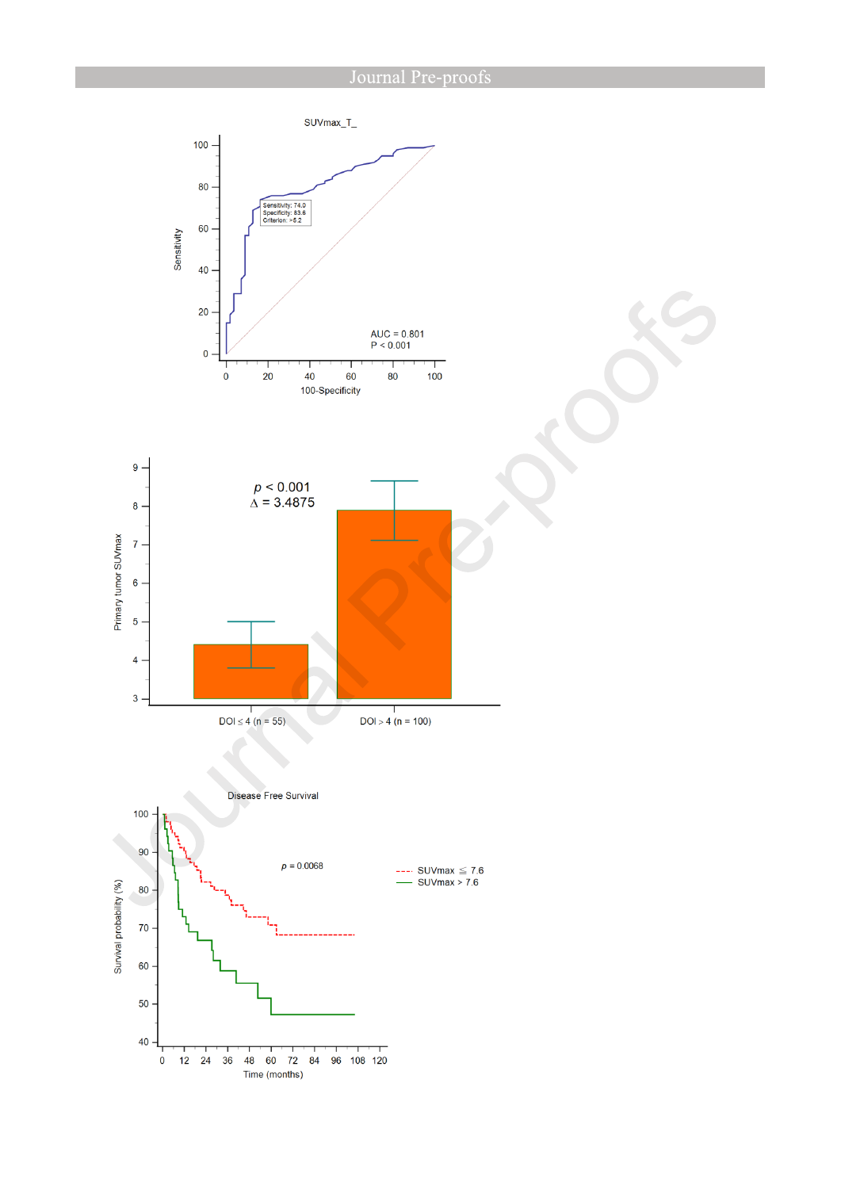SUVmax_T_

100
80
60
40
20
0

Sensitivity

Sensitivity: 74.0
Specificity: 83.6
Criterion: >6.2

AUC = 0.801
P < 0.001

0 20 40 60 80 100

100-Specificity

9
8
7
6
5
4
3

Primary tumor SUVmax

$p < 0.001$
$\Delta = 3.4875$

DOI ≤ 4 (n = 55)

DOI > 4 (n = 100)

Disease Free Survival

100
90
80
70
60
50
40

Survival probability (%)

$p = 0.0068$

SUVmax ≤ 7.6
SUVmax > 7.6

0 12 24 36 48 60 72 84 96 108 120

Time (months)